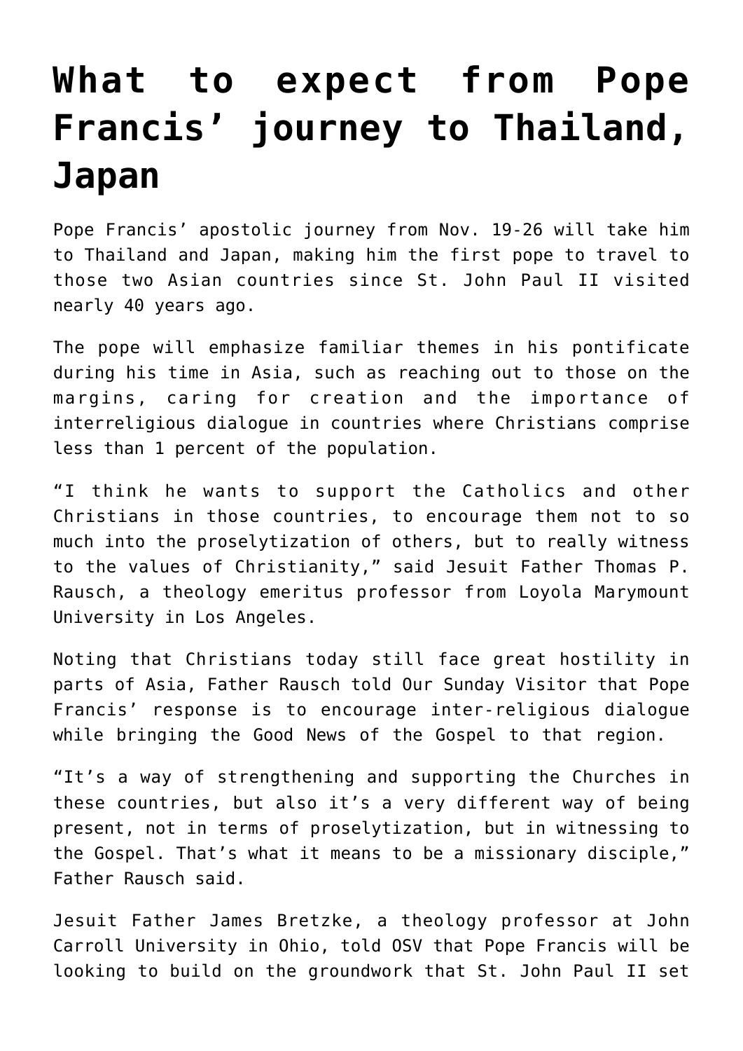# What to expect from Pope Francis' journey to Thailand, Japan

Pope Francis' apostolic journey from Nov. 19-26 will take him to Thailand and Japan, making him the first pope to travel to those two Asian countries since St. John Paul II visited nearly 40 years ago.

The pope will emphasize familiar themes in his pontificate during his time in Asia, such as reaching out to those on the margins, caring for creation and the importance of interreligious dialogue in countries where Christians comprise less than 1 percent of the population.

"I think he wants to support the Catholics and other Christians in those countries, to encourage them not to so much into the proselytization of others, but to really witness to the values of Christianity," said Jesuit Father Thomas P. Rausch, a theology emeritus professor from Loyola Marymount University in Los Angeles.

Noting that Christians today still face great hostility in parts of Asia, Father Rausch told Our Sunday Visitor that Pope Francis' response is to encourage inter-religious dialogue while bringing the Good News of the Gospel to that region.

"It's a way of strengthening and supporting the Churches in these countries, but also it's a very different way of being present, not in terms of proselytization, but in witnessing to the Gospel. That's what it means to be a missionary disciple," Father Rausch said.

Jesuit Father James Bretzke, a theology professor at John Carroll University in Ohio, told OSV that Pope Francis will be looking to build on the groundwork that St. John Paul II set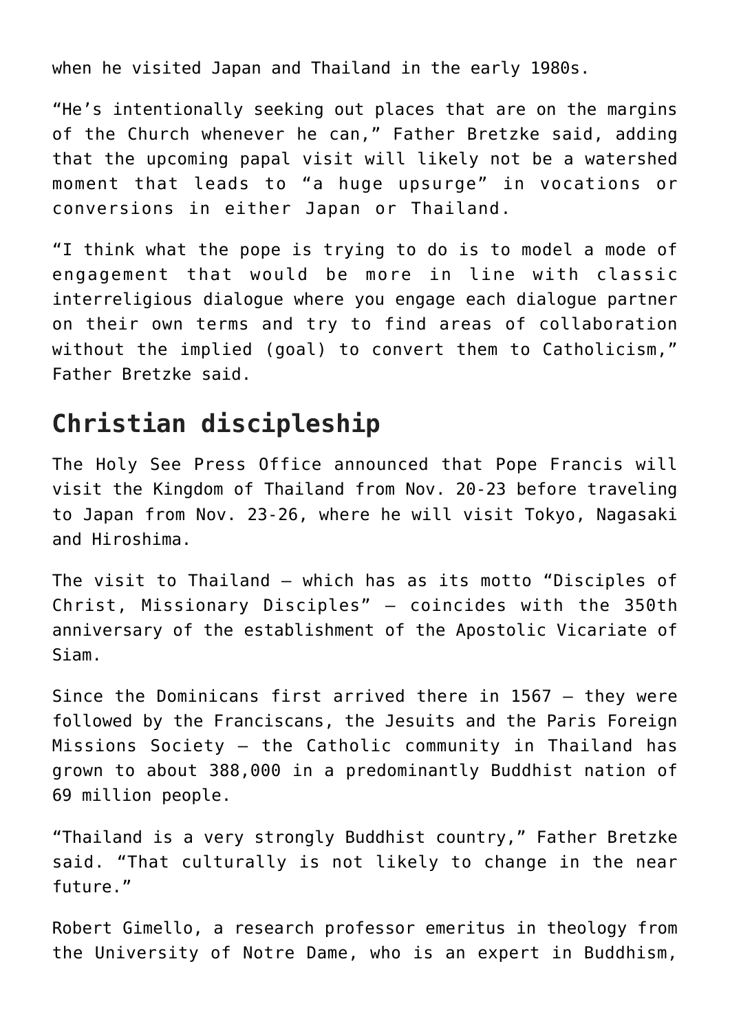when he visited Japan and Thailand in the early 1980s.

“He’s intentionally seeking out places that are on the margins of the Church whenever he can,” Father Bretzke said, adding that the upcoming papal visit will likely not be a watershed moment that leads to “a huge upsurge” in vocations or conversions in either Japan or Thailand.

“I think what the pope is trying to do is to model a mode of engagement that would be more in line with classic interreligious dialogue where you engage each dialogue partner on their own terms and try to find areas of collaboration without the implied (goal) to convert them to Catholicism,” Father Bretzke said.

## Christian discipleship

The Holy See Press Office announced that Pope Francis will visit the Kingdom of Thailand from Nov. 20-23 before traveling to Japan from Nov. 23-26, where he will visit Tokyo, Nagasaki and Hiroshima.

The visit to Thailand — which has as its motto “Disciples of Christ, Missionary Disciples” — coincides with the 350th anniversary of the establishment of the Apostolic Vicariate of Siam.

Since the Dominicans first arrived there in 1567 — they were followed by the Franciscans, the Jesuits and the Paris Foreign Missions Society — the Catholic community in Thailand has grown to about 388,000 in a predominantly Buddhist nation of 69 million people.

“Thailand is a very strongly Buddhist country,” Father Bretzke said. “That culturally is not likely to change in the near future.”

Robert Gimello, a research professor emeritus in theology from the University of Notre Dame, who is an expert in Buddhism,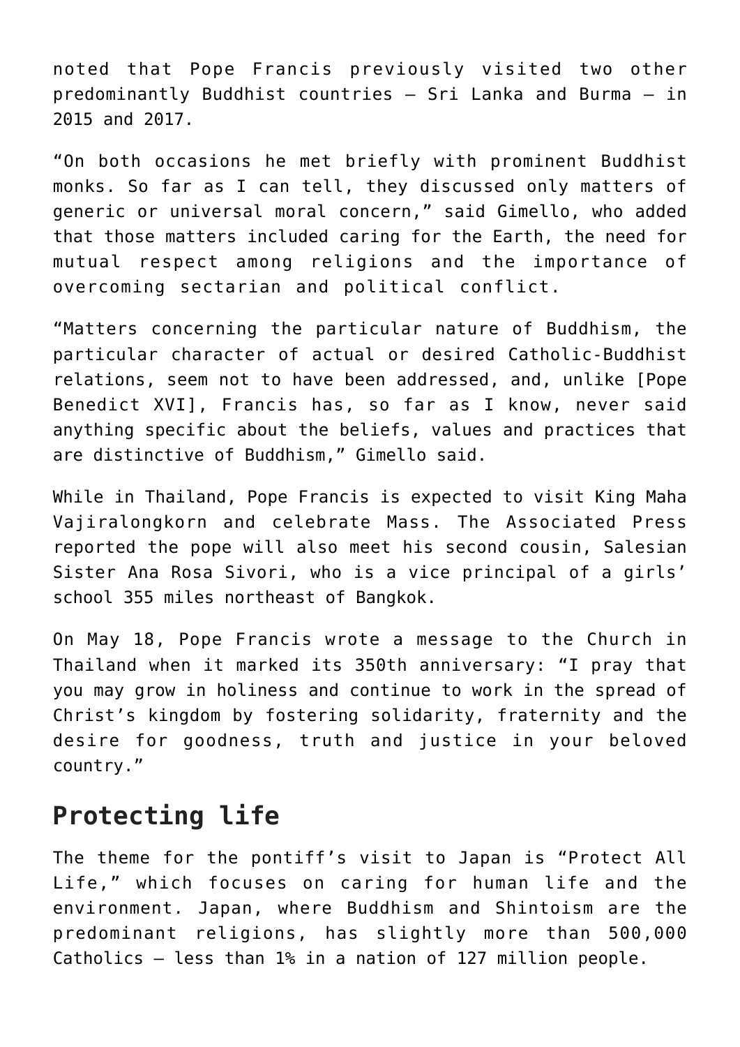noted that Pope Francis previously visited two other predominantly Buddhist countries – Sri Lanka and Burma – in 2015 and 2017.

"On both occasions he met briefly with prominent Buddhist monks. So far as I can tell, they discussed only matters of generic or universal moral concern," said Gimello, who added that those matters included caring for the Earth, the need for mutual respect among religions and the importance of overcoming sectarian and political conflict.

"Matters concerning the particular nature of Buddhism, the particular character of actual or desired Catholic-Buddhist relations, seem not to have been addressed, and, unlike [Pope Benedict XVI], Francis has, so far as I know, never said anything specific about the beliefs, values and practices that are distinctive of Buddhism," Gimello said.

While in Thailand, Pope Francis is expected to visit King Maha Vajiralongkorn and celebrate Mass. The Associated Press reported the pope will also meet his second cousin, Salesian Sister Ana Rosa Sivori, who is a vice principal of a girls' school 355 miles northeast of Bangkok.

On May 18, Pope Francis wrote a message to the Church in Thailand when it marked its 350th anniversary: "I pray that you may grow in holiness and continue to work in the spread of Christ's kingdom by fostering solidarity, fraternity and the desire for goodness, truth and justice in your beloved country."

## Protecting life

The theme for the pontiff's visit to Japan is "Protect All Life," which focuses on caring for human life and the environment. Japan, where Buddhism and Shintoism are the predominant religions, has slightly more than 500,000 Catholics – less than 1% in a nation of 127 million people.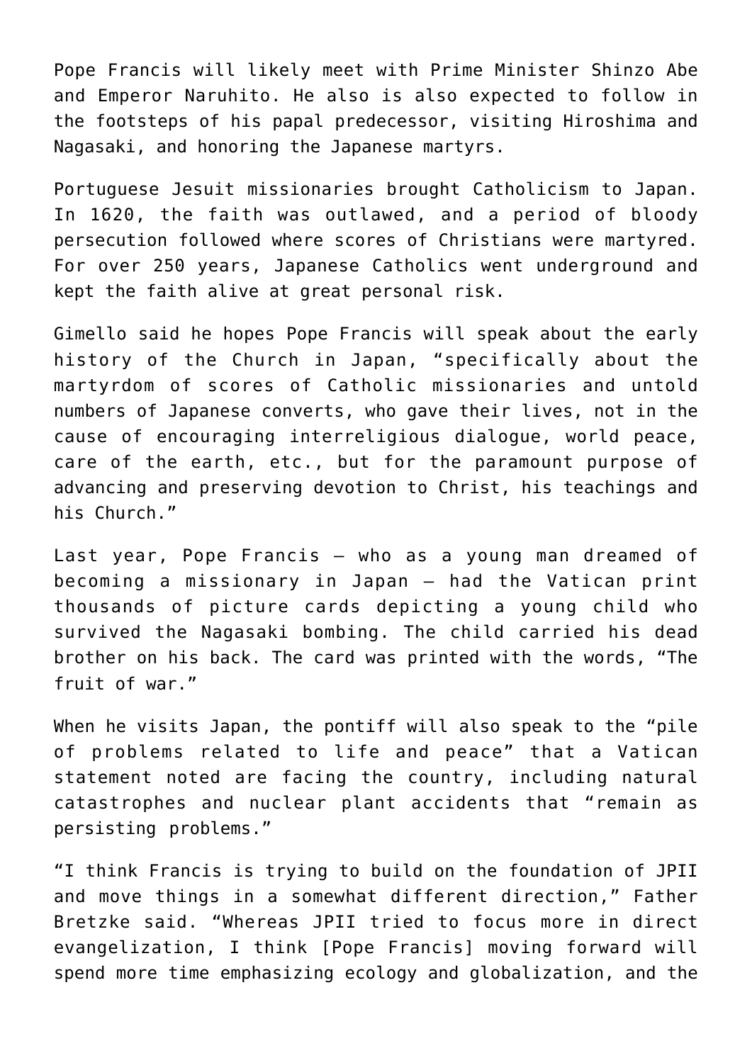Pope Francis will likely meet with Prime Minister Shinzo Abe and Emperor Naruhito. He also is also expected to follow in the footsteps of his papal predecessor, visiting Hiroshima and Nagasaki, and honoring the Japanese martyrs.

Portuguese Jesuit missionaries brought Catholicism to Japan. In 1620, the faith was outlawed, and a period of bloody persecution followed where scores of Christians were martyred. For over 250 years, Japanese Catholics went underground and kept the faith alive at great personal risk.

Gimello said he hopes Pope Francis will speak about the early history of the Church in Japan, "specifically about the martyrdom of scores of Catholic missionaries and untold numbers of Japanese converts, who gave their lives, not in the cause of encouraging interreligious dialogue, world peace, care of the earth, etc., but for the paramount purpose of advancing and preserving devotion to Christ, his teachings and his Church."

Last year, Pope Francis – who as a young man dreamed of becoming a missionary in Japan – had the Vatican print thousands of picture cards depicting a young child who survived the Nagasaki bombing. The child carried his dead brother on his back. The card was printed with the words, "The fruit of war."

When he visits Japan, the pontiff will also speak to the "pile of problems related to life and peace" that a Vatican statement noted are facing the country, including natural catastrophes and nuclear plant accidents that "remain as persisting problems."

"I think Francis is trying to build on the foundation of JPII and move things in a somewhat different direction," Father Bretzke said. "Whereas JPII tried to focus more in direct evangelization, I think [Pope Francis] moving forward will spend more time emphasizing ecology and globalization, and the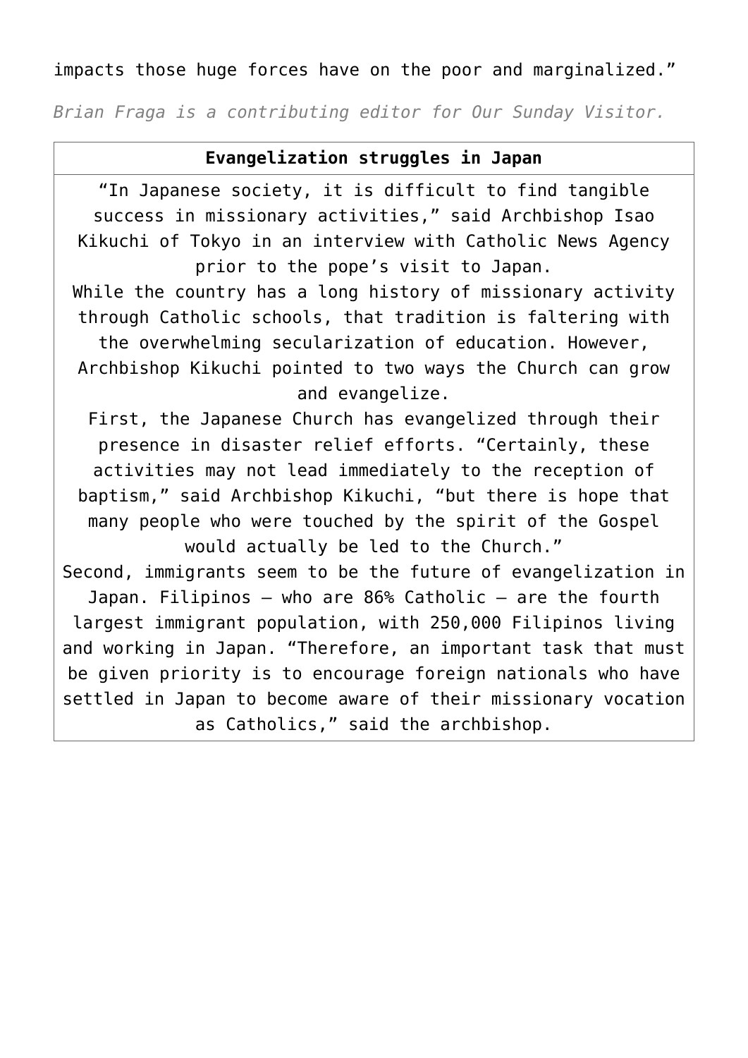impacts those huge forces have on the poor and marginalized."

*Brian Fraga is a contributing editor for Our Sunday Visitor.*

| **Evangelization struggles in Japan** |
|---|
| "In Japanese society, it is difficult to find tangible success in missionary activities," said Archbishop Isao Kikuchi of Tokyo in an interview with Catholic News Agency prior to the pope's visit to Japan. While the country has a long history of missionary activity through Catholic schools, that tradition is faltering with the overwhelming secularization of education. However, Archbishop Kikuchi pointed to two ways the Church can grow and evangelize. First, the Japanese Church has evangelized through their presence in disaster relief efforts. "Certainly, these activities may not lead immediately to the reception of baptism," said Archbishop Kikuchi, "but there is hope that many people who were touched by the spirit of the Gospel would actually be led to the Church." Second, immigrants seem to be the future of evangelization in Japan. Filipinos — who are 86% Catholic — are the fourth largest immigrant population, with 250,000 Filipinos living and working in Japan. "Therefore, an important task that must be given priority is to encourage foreign nationals who have settled in Japan to become aware of their missionary vocation as Catholics," said the archbishop. |